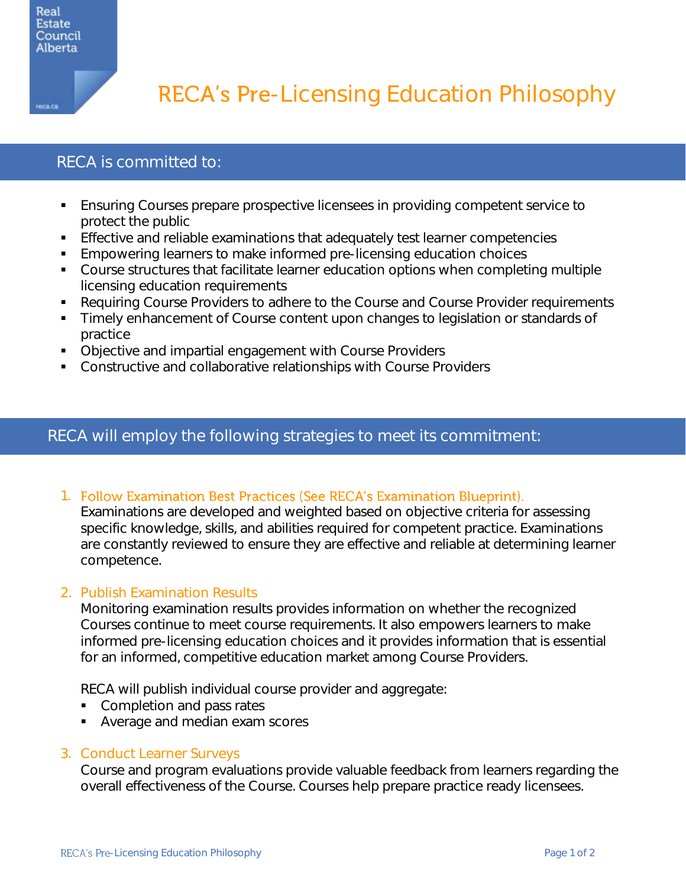Real Estate Council Alberta

# RECA's Pre-Licensing Education Philosophy

## RECA is committed to:

- Ensuring Courses prepare prospective licensees in providing competent service to protect the public
- Effective and reliable examinations that adequately test learner competencies
- Empowering learners to make informed pre-licensing education choices
- Course structures that facilitate learner education options when completing multiple licensing education requirements
- Requiring Course Providers to adhere to the Course and Course Provider requirements
- Timely enhancement of Course content upon changes to legislation or standards of practice
- Objective and impartial engagement with Course Providers
- Constructive and collaborative relationships with Course Providers

## RECA will employ the following strategies to meet its commitment:

1. **Follow Examination Best Practices (See RECA's Examination Blueprint).**
   Examinations are developed and weighted based on objective criteria for assessing specific knowledge, skills, and abilities required for competent practice. Examinations are constantly reviewed to ensure they are effective and reliable at determining learner competence.

2. **Publish Examination Results**
   Monitoring examination results provides information on whether the recognized Courses continue to meet course requirements. It also empowers learners to make informed pre-licensing education choices and it provides information that is essential for an informed, competitive education market among Course Providers.

   RECA will publish individual course provider and aggregate:
   - Completion and pass rates
   - Average and median exam scores

3. **Conduct Learner Surveys**
   Course and program evaluations provide valuable feedback from learners regarding the overall effectiveness of the Course. Courses help prepare practice ready licensees.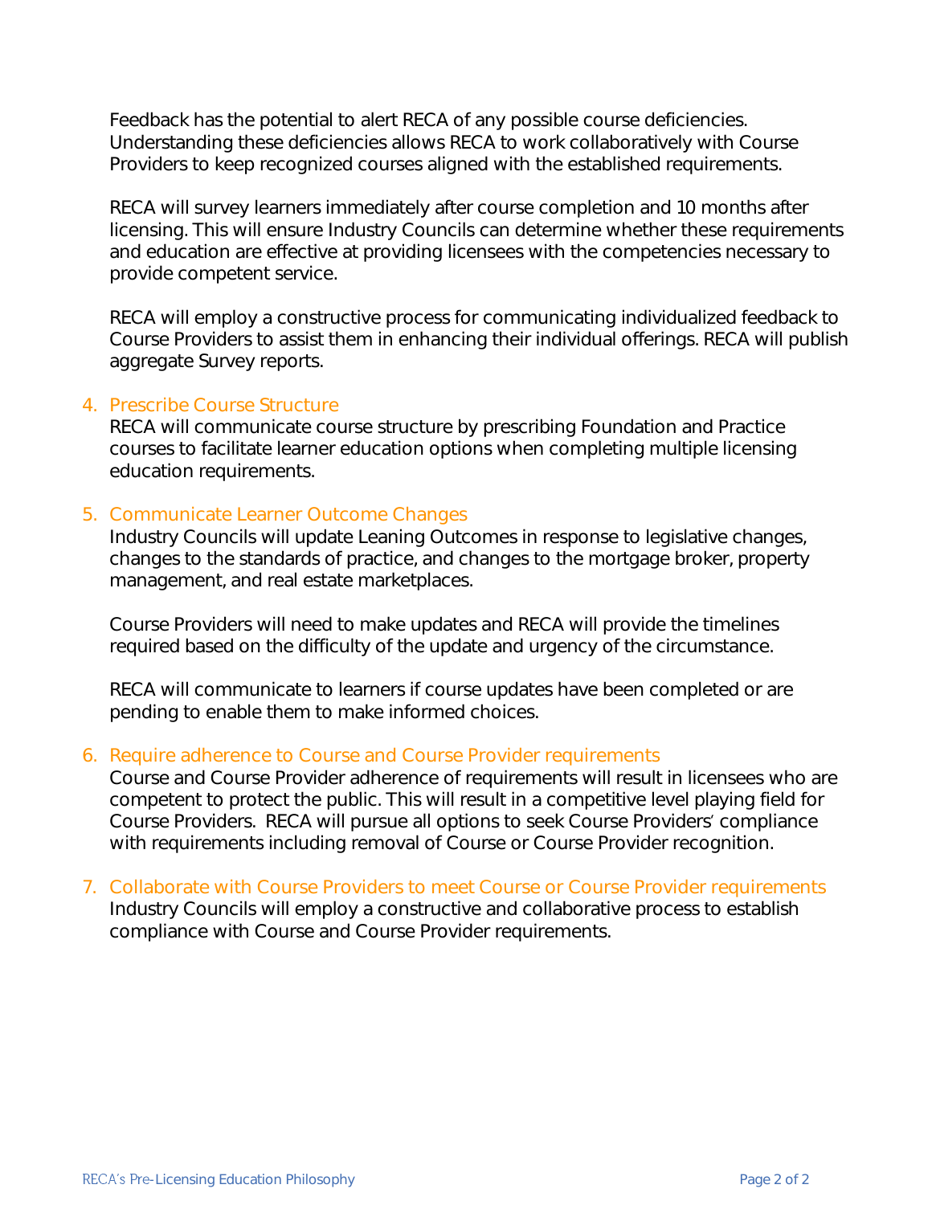Feedback has the potential to alert RECA of any possible course deficiencies. Understanding these deficiencies allows RECA to work collaboratively with Course Providers to keep recognized courses aligned with the established requirements.

RECA will survey learners immediately after course completion and 10 months after licensing. This will ensure Industry Councils can determine whether these requirements and education are effective at providing licensees with the competencies necessary to provide competent service.

RECA will employ a constructive process for communicating individualized feedback to Course Providers to assist them in enhancing their individual offerings. RECA will publish aggregate Survey reports.

4. **Prescribe Course Structure**
   RECA will communicate course structure by prescribing Foundation and Practice courses to facilitate learner education options when completing multiple licensing education requirements.

5. **Communicate Learner Outcome Changes**
   Industry Councils will update Leaning Outcomes in response to legislative changes, changes to the standards of practice, and changes to the mortgage broker, property management, and real estate marketplaces.

   Course Providers will need to make updates and RECA will provide the timelines required based on the difficulty of the update and urgency of the circumstance.

   RECA will communicate to learners if course updates have been completed or are pending to enable them to make informed choices.

6. **Require adherence to Course and Course Provider requirements**
   Course and Course Provider adherence of requirements will result in licensees who are competent to protect the public. This will result in a competitive level playing field for Course Providers. RECA will pursue all options to seek Course Providers' compliance with requirements including removal of Course or Course Provider recognition.

7. **Collaborate with Course Providers to meet Course or Course Provider requirements**
   Industry Councils will employ a constructive and collaborative process to establish compliance with Course and Course Provider requirements.